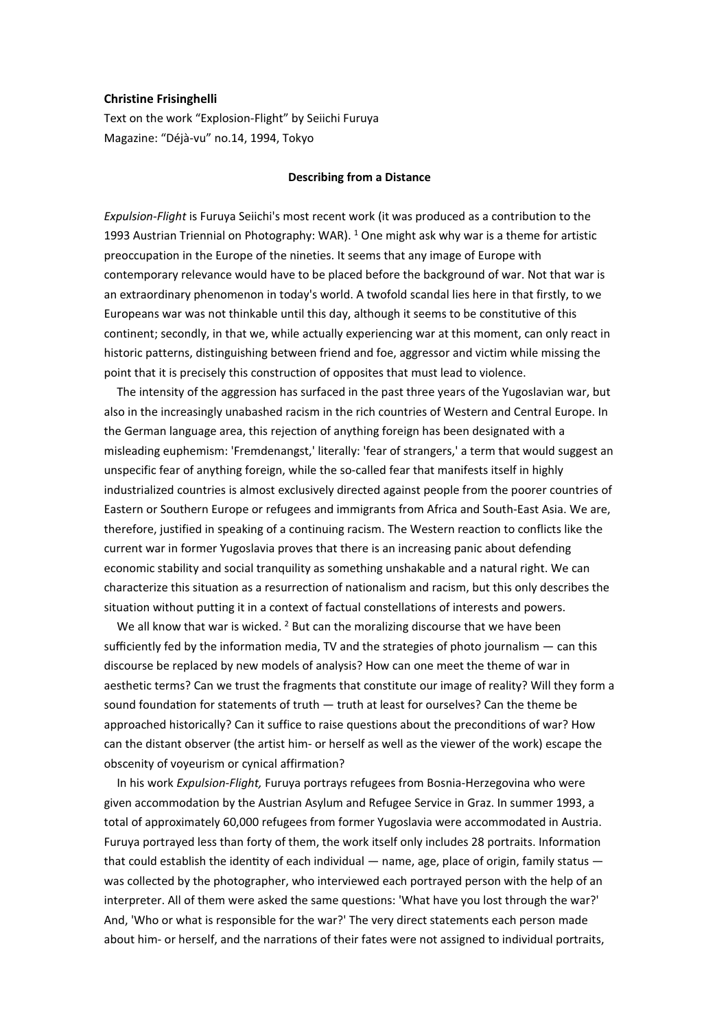**Christine Frisinghelli**

Text on the work "Explosion-Flight" by Seiichi Furuya

Magazine: "Déjà-vu" no.14, 1994, Tokyo

### Describing from a Distance

*Expulsion-Flight* is Furuya Seiichi's most recent work (it was produced as a contribution to the 1993 Austrian Triennial on Photography: WAR). [1] One might ask why war is a theme for artistic preoccupation in the Europe of the nineties. It seems that any image of Europe with contemporary relevance would have to be placed before the background of war. Not that war is an extraordinary phenomenon in today's world. A twofold scandal lies here in that firstly, to we Europeans war was not thinkable until this day, although it seems to be constitutive of this continent; secondly, in that we, while actually experiencing war at this moment, can only react in historic patterns, distinguishing between friend and foe, aggressor and victim while missing the point that it is precisely this construction of opposites that must lead to violence.

The intensity of the aggression has surfaced in the past three years of the Yugoslavian war, but also in the increasingly unabashed racism in the rich countries of Western and Central Europe. In the German language area, this rejection of anything foreign has been designated with a misleading euphemism: 'Fremdenangst,' literally: 'fear of strangers,' a term that would suggest an unspecific fear of anything foreign, while the so-called fear that manifests itself in highly industrialized countries is almost exclusively directed against people from the poorer countries of Eastern or Southern Europe or refugees and immigrants from Africa and South-East Asia. We are, therefore, justified in speaking of a continuing racism. The Western reaction to conflicts like the current war in former Yugoslavia proves that there is an increasing panic about defending economic stability and social tranquility as something unshakable and a natural right. We can characterize this situation as a resurrection of nationalism and racism, but this only describes the situation without putting it in a context of factual constellations of interests and powers.

We all know that war is wicked. [2] But can the moralizing discourse that we have been sufficiently fed by the information media, TV and the strategies of photo journalism — can this discourse be replaced by new models of analysis? How can one meet the theme of war in aesthetic terms? Can we trust the fragments that constitute our image of reality? Will they form a sound foundation for statements of truth — truth at least for ourselves? Can the theme be approached historically? Can it suffice to raise questions about the preconditions of war? How can the distant observer (the artist him- or herself as well as the viewer of the work) escape the obscenity of voyeurism or cynical affirmation?

In his work *Expulsion-Flight,* Furuya portrays refugees from Bosnia-Herzegovina who were given accommodation by the Austrian Asylum and Refugee Service in Graz. In summer 1993, a total of approximately 60,000 refugees from former Yugoslavia were accommodated in Austria. Furuya portrayed less than forty of them, the work itself only includes 28 portraits. Information that could establish the identity of each individual — name, age, place of origin, family status — was collected by the photographer, who interviewed each portrayed person with the help of an interpreter. All of them were asked the same questions: 'What have you lost through the war?' And, 'Who or what is responsible for the war?' The very direct statements each person made about him- or herself, and the narrations of their fates were not assigned to individual portraits,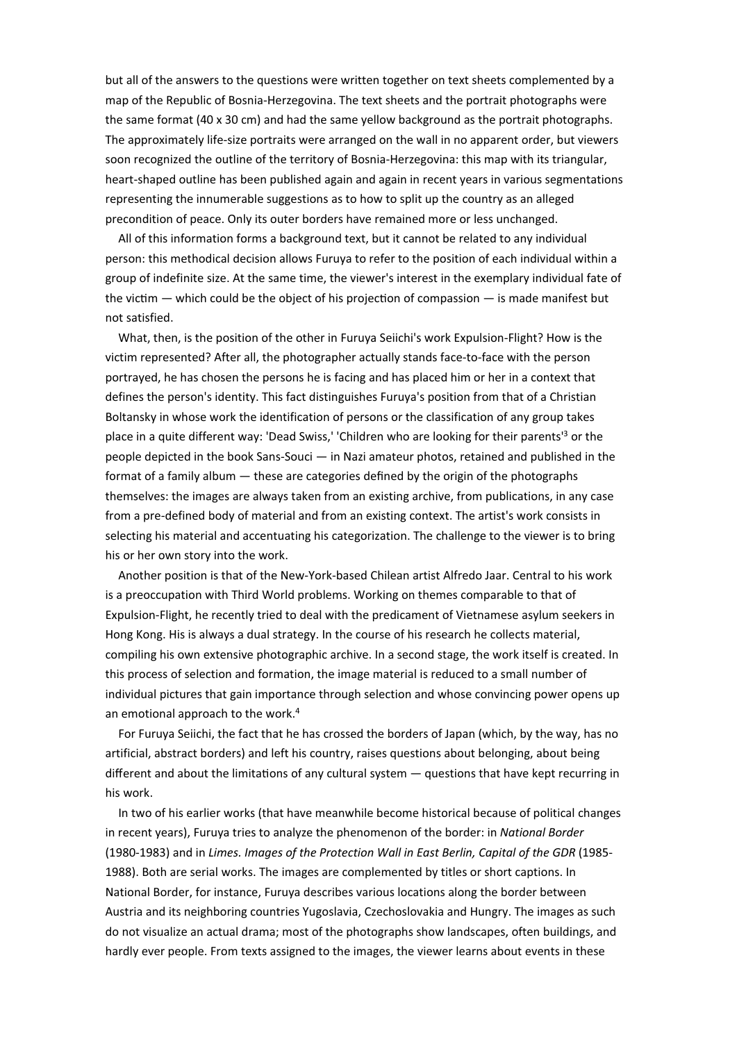but all of the answers to the questions were written together on text sheets complemented by a map of the Republic of Bosnia-Herzegovina. The text sheets and the portrait photographs were the same format (40 x 30 cm) and had the same yellow background as the portrait photographs. The approximately life-size portraits were arranged on the wall in no apparent order, but viewers soon recognized the outline of the territory of Bosnia-Herzegovina: this map with its triangular, heart-shaped outline has been published again and again in recent years in various segmentations representing the innumerable suggestions as to how to split up the country as an alleged precondition of peace. Only its outer borders have remained more or less unchanged.

All of this information forms a background text, but it cannot be related to any individual person: this methodical decision allows Furuya to refer to the position of each individual within a group of indefinite size. At the same time, the viewer's interest in the exemplary individual fate of the victim — which could be the object of his projection of compassion — is made manifest but not satisfied.

What, then, is the position of the other in Furuya Seiichi's work Expulsion-Flight? How is the victim represented? After all, the photographer actually stands face-to-face with the person portrayed, he has chosen the persons he is facing and has placed him or her in a context that defines the person's identity. This fact distinguishes Furuya's position from that of a Christian Boltansky in whose work the identification of persons or the classification of any group takes place in a quite different way: 'Dead Swiss,' 'Children who are looking for their parents'[3] or the people depicted in the book Sans-Souci — in Nazi amateur photos, retained and published in the format of a family album — these are categories defined by the origin of the photographs themselves: the images are always taken from an existing archive, from publications, in any case from a pre-defined body of material and from an existing context. The artist's work consists in selecting his material and accentuating his categorization. The challenge to the viewer is to bring his or her own story into the work.

Another position is that of the New-York-based Chilean artist Alfredo Jaar. Central to his work is a preoccupation with Third World problems. Working on themes comparable to that of Expulsion-Flight, he recently tried to deal with the predicament of Vietnamese asylum seekers in Hong Kong. His is always a dual strategy. In the course of his research he collects material, compiling his own extensive photographic archive. In a second stage, the work itself is created. In this process of selection and formation, the image material is reduced to a small number of individual pictures that gain importance through selection and whose convincing power opens up an emotional approach to the work.[4]

For Furuya Seiichi, the fact that he has crossed the borders of Japan (which, by the way, has no artificial, abstract borders) and left his country, raises questions about belonging, about being different and about the limitations of any cultural system — questions that have kept recurring in his work.

In two of his earlier works (that have meanwhile become historical because of political changes in recent years), Furuya tries to analyze the phenomenon of the border: in *National Border* (1980-1983) and in *Limes. Images of the Protection Wall in East Berlin, Capital of the GDR* (1985-1988). Both are serial works. The images are complemented by titles or short captions. In National Border, for instance, Furuya describes various locations along the border between Austria and its neighboring countries Yugoslavia, Czechoslovakia and Hungry. The images as such do not visualize an actual drama; most of the photographs show landscapes, often buildings, and hardly ever people. From texts assigned to the images, the viewer learns about events in these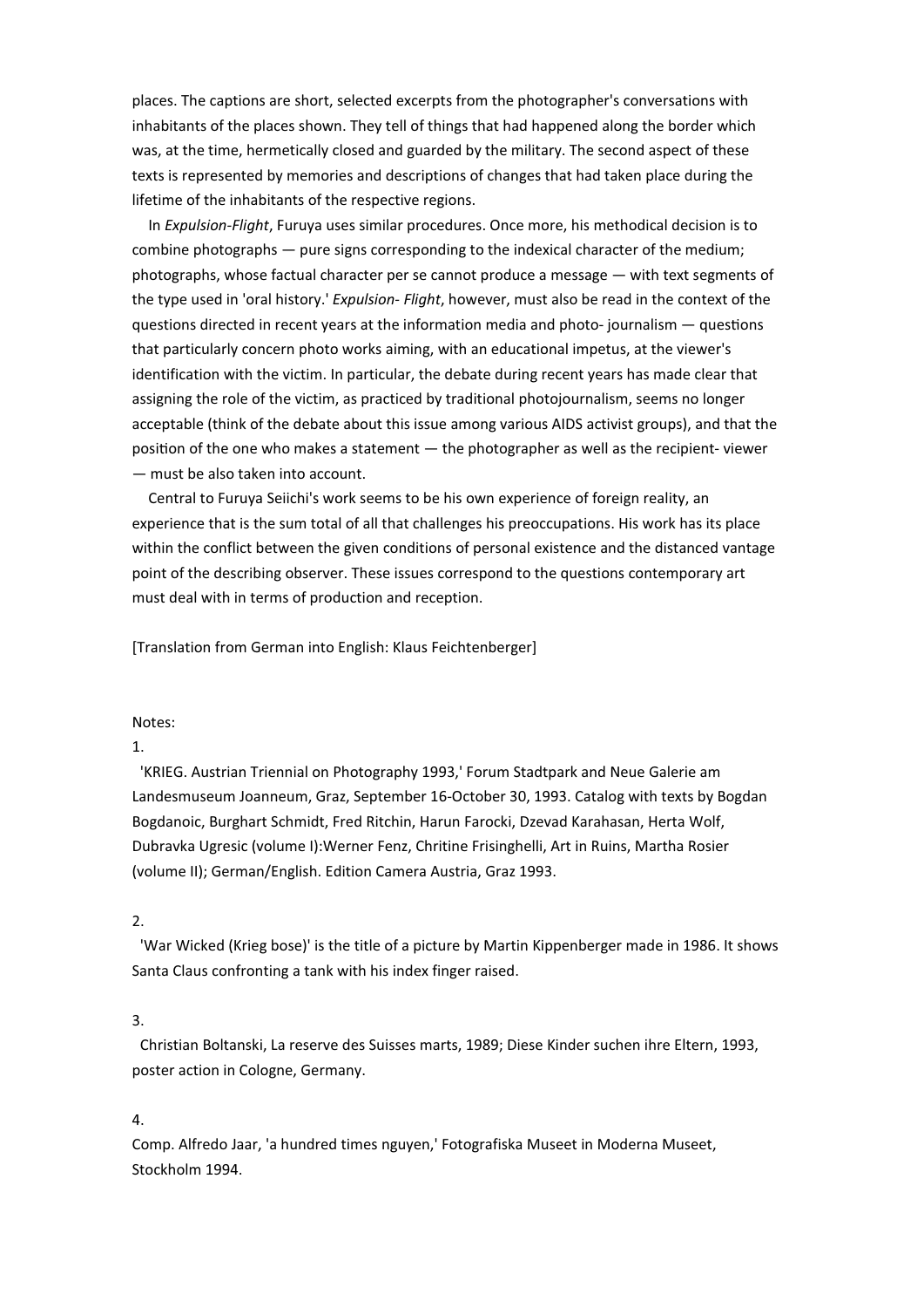places. The captions are short, selected excerpts from the photographer's conversations with inhabitants of the places shown. They tell of things that had happened along the border which was, at the time, hermetically closed and guarded by the military. The second aspect of these texts is represented by memories and descriptions of changes that had taken place during the lifetime of the inhabitants of the respective regions.

In *Expulsion-Flight*, Furuya uses similar procedures. Once more, his methodical decision is to combine photographs — pure signs corresponding to the indexical character of the medium; photographs, whose factual character per se cannot produce a message — with text segments of the type used in 'oral history.' *Expulsion- Flight*, however, must also be read in the context of the questions directed in recent years at the information media and photo- journalism — questions that particularly concern photo works aiming, with an educational impetus, at the viewer's identification with the victim. In particular, the debate during recent years has made clear that assigning the role of the victim, as practiced by traditional photojournalism, seems no longer acceptable (think of the debate about this issue among various AIDS activist groups), and that the position of the one who makes a statement — the photographer as well as the recipient- viewer — must be also taken into account.

Central to Furuya Seiichi's work seems to be his own experience of foreign reality, an experience that is the sum total of all that challenges his preoccupations. His work has its place within the conflict between the given conditions of personal existence and the distanced vantage point of the describing observer. These issues correspond to the questions contemporary art must deal with in terms of production and reception.

[Translation from German into English: Klaus Feichtenberger]

Notes:

1.

'KRIEG. Austrian Triennial on Photography 1993,' Forum Stadtpark and Neue Galerie am Landesmuseum Joanneum, Graz, September 16-October 30, 1993. Catalog with texts by Bogdan Bogdanoic, Burghart Schmidt, Fred Ritchin, Harun Farocki, Dzevad Karahasan, Herta Wolf, Dubravka Ugresic (volume I):Werner Fenz, Chritine Frisinghelli, Art in Ruins, Martha Rosier (volume II); German/English. Edition Camera Austria, Graz 1993.

2.

'War Wicked (Krieg bose)' is the title of a picture by Martin Kippenberger made in 1986. It shows Santa Claus confronting a tank with his index finger raised.

3.

Christian Boltanski, La reserve des Suisses marts, 1989; Diese Kinder suchen ihre Eltern, 1993, poster action in Cologne, Germany.

4.

Comp. Alfredo Jaar, 'a hundred times nguyen,' Fotografiska Museet in Moderna Museet, Stockholm 1994.